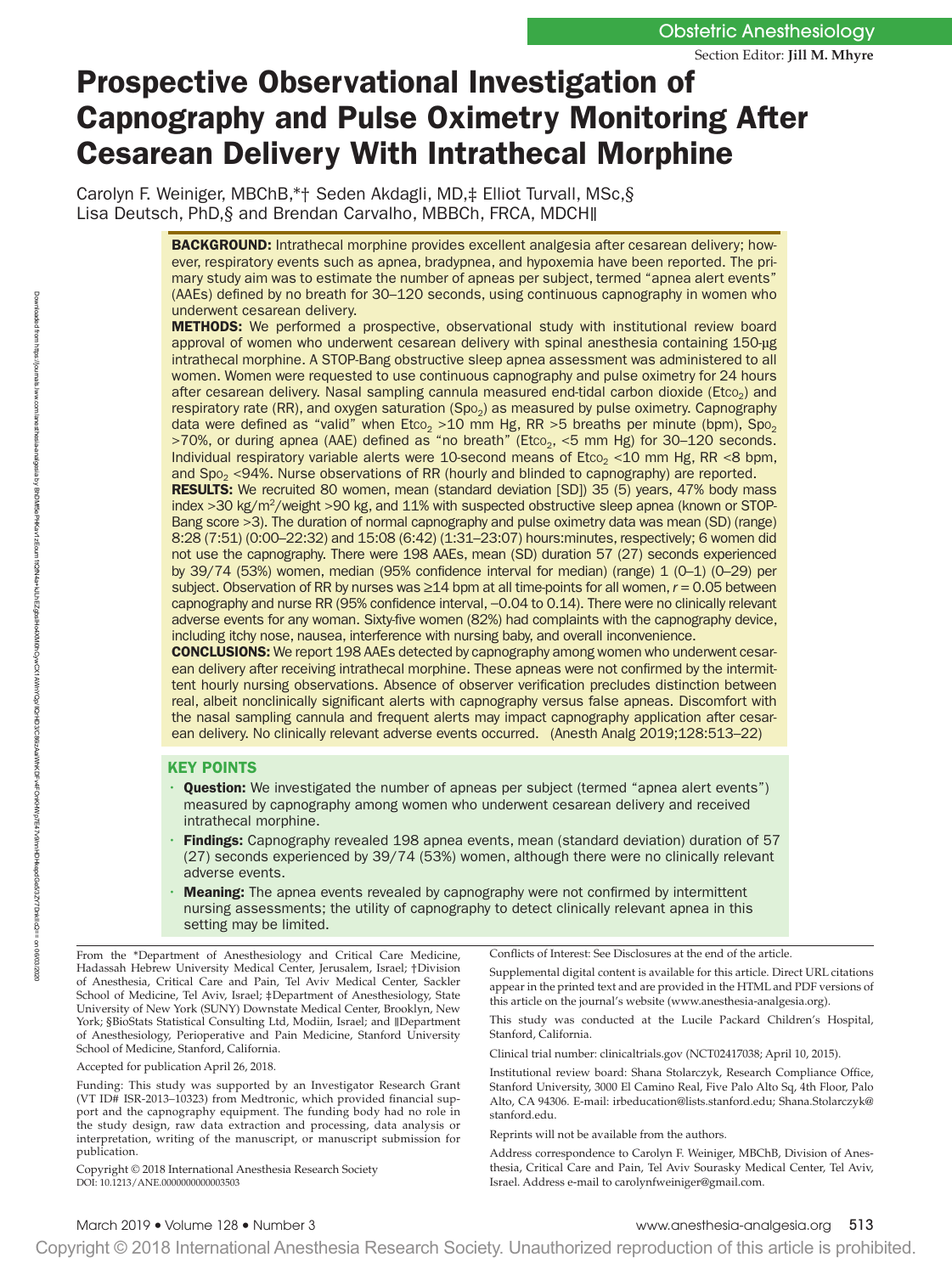Obstetric Anesthesiology

Section Editor: **Jill M. Mhyre**

# Prospective Observational Investigation of Capnography and Pulse Oximetry Monitoring After Cesarean Delivery With Intrathecal Morphine

Carolyn F. Weiniger, MBChB,*† Seden Akdagli, MD,‡ Elliot Turvall, MSc,§ Lisa Deutsch, PhD,§ and Brendan Carvalho, MBBCh, FRCA, MDCH‖

**BACKGROUND:** Intrathecal morphine provides excellent analgesia after cesarean delivery; however, respiratory events such as apnea, bradypnea, and hypoxemia have been reported. The primary study aim was to estimate the number of apneas per subject, termed "apnea alert events" (AAEs) defined by no breath for 30–120 seconds, using continuous capnography in women who underwent cesarean delivery.

**METHODS:** We performed a prospective, observational study with institutional review board approval of women who underwent cesarean delivery with spinal anesthesia containing 150-µg intrathecal morphine. A STOP-Bang obstructive sleep apnea assessment was administered to all women. Women were requested to use continuous capnography and pulse oximetry for 24 hours after cesarean delivery. Nasal sampling cannula measured end-tidal carbon dioxide ($Etco_2$) and respiratory rate (RR), and oxygen saturation ($Spo_2$) as measured by pulse oximetry. Capnography data were defined as "valid" when $Etco_2$ >10 mm Hg, RR >5 breaths per minute (bpm), $Spo_2$ >70%, or during apnea (AAE) defined as "no breath" ($Etco_2$, <5 mm Hg) for 30–120 seconds. Individual respiratory variable alerts were 10-second means of $Etco_2$ <10 mm Hg, RR <8 bpm, and $Spo_2$ <94%. Nurse observations of RR (hourly and blinded to capnography) are reported.

**RESULTS:** We recruited 80 women, mean (standard deviation [SD]) 35 (5) years, 47% body mass index >30 kg/m$^2$/weight >90 kg, and 11% with suspected obstructive sleep apnea (known or STOP-Bang score >3). The duration of normal capnography and pulse oximetry data was mean (SD) (range) 8:28 (7:51) (0:00–22:32) and 15:08 (6:42) (1:31–23:07) hours:minutes, respectively; 6 women did not use the capnography. There were 198 AAEs, mean (SD) duration 57 (27) seconds experienced by 39/74 (53%) women, median (95% confidence interval for median) (range) 1 (0–1) (0–29) per subject. Observation of RR by nurses was ≥14 bpm at all time-points for all women, $r$ = 0.05 between capnography and nurse RR (95% confidence interval, −0.04 to 0.14). There were no clinically relevant adverse events for any woman. Sixty-five women (82%) had complaints with the capnography device, including itchy nose, nausea, interference with nursing baby, and overall inconvenience.

**CONCLUSIONS:** We report 198 AAEs detected by capnography among women who underwent cesarean delivery after receiving intrathecal morphine. These apneas were not confirmed by the intermittent hourly nursing observations. Absence of observer verification precludes distinction between real, albeit nonclinically significant alerts with capnography versus false apneas. Discomfort with the nasal sampling cannula and frequent alerts may impact capnography application after cesarean delivery. No clinically relevant adverse events occurred. (Anesth Analg 2019;128:513–22)

## KEY POINTS

- **Question:** We investigated the number of apneas per subject (termed "apnea alert events") measured by capnography among women who underwent cesarean delivery and received intrathecal morphine.
- **Findings:** Capnography revealed 198 apnea events, mean (standard deviation) duration of 57 (27) seconds experienced by 39/74 (53%) women, although there were no clinically relevant adverse events.
- **Meaning:** The apnea events revealed by capnography were not confirmed by intermittent nursing assessments; the utility of capnography to detect clinically relevant apnea in this setting may be limited.

From the *Department of Anesthesiology and Critical Care Medicine, Hadassah Hebrew University Medical Center, Jerusalem, Israel; †Division of Anesthesia, Critical Care and Pain, Tel Aviv Medical Center, Sackler School of Medicine, Tel Aviv, Israel; ‡Department of Anesthesiology, State University of New York (SUNY) Downstate Medical Center, Brooklyn, New York; §BioStats Statistical Consulting Ltd, Modiin, Israel; and ‖Department of Anesthesiology, Perioperative and Pain Medicine, Stanford University School of Medicine, Stanford, California.

Accepted for publication April 26, 2018.

Funding: This study was supported by an Investigator Research Grant (VT ID# ISR-2013–10323) from Medtronic, which provided financial support and the capnography equipment. The funding body had no role in the study design, raw data extraction and processing, data analysis or interpretation, writing of the manuscript, or manuscript submission for publication.

Copyright © 2018 International Anesthesia Research Society
DOI: 10.1213/ANE.0000000000003503

Conflicts of Interest: See Disclosures at the end of the article.

Supplemental digital content is available for this article. Direct URL citations appear in the printed text and are provided in the HTML and PDF versions of this article on the journal's website (www.anesthesia-analgesia.org).

This study was conducted at the Lucile Packard Children's Hospital, Stanford, California.

Clinical trial number: clinicaltrials.gov (NCT02417038; April 10, 2015).

Institutional review board: Shana Stolarczyk, Research Compliance Office, Stanford University, 3000 El Camino Real, Five Palo Alto Sq, 4th Floor, Palo Alto, CA 94306. E-mail: irbeducation@lists.stanford.edu; Shana.Stolarczyk@stanford.edu.

Reprints will not be available from the authors.

Address correspondence to Carolyn F. Weiniger, MBChB, Division of Anesthesia, Critical Care and Pain, Tel Aviv Sourasky Medical Center, Tel Aviv, Israel. Address e-mail to carolynfweiniger@gmail.com.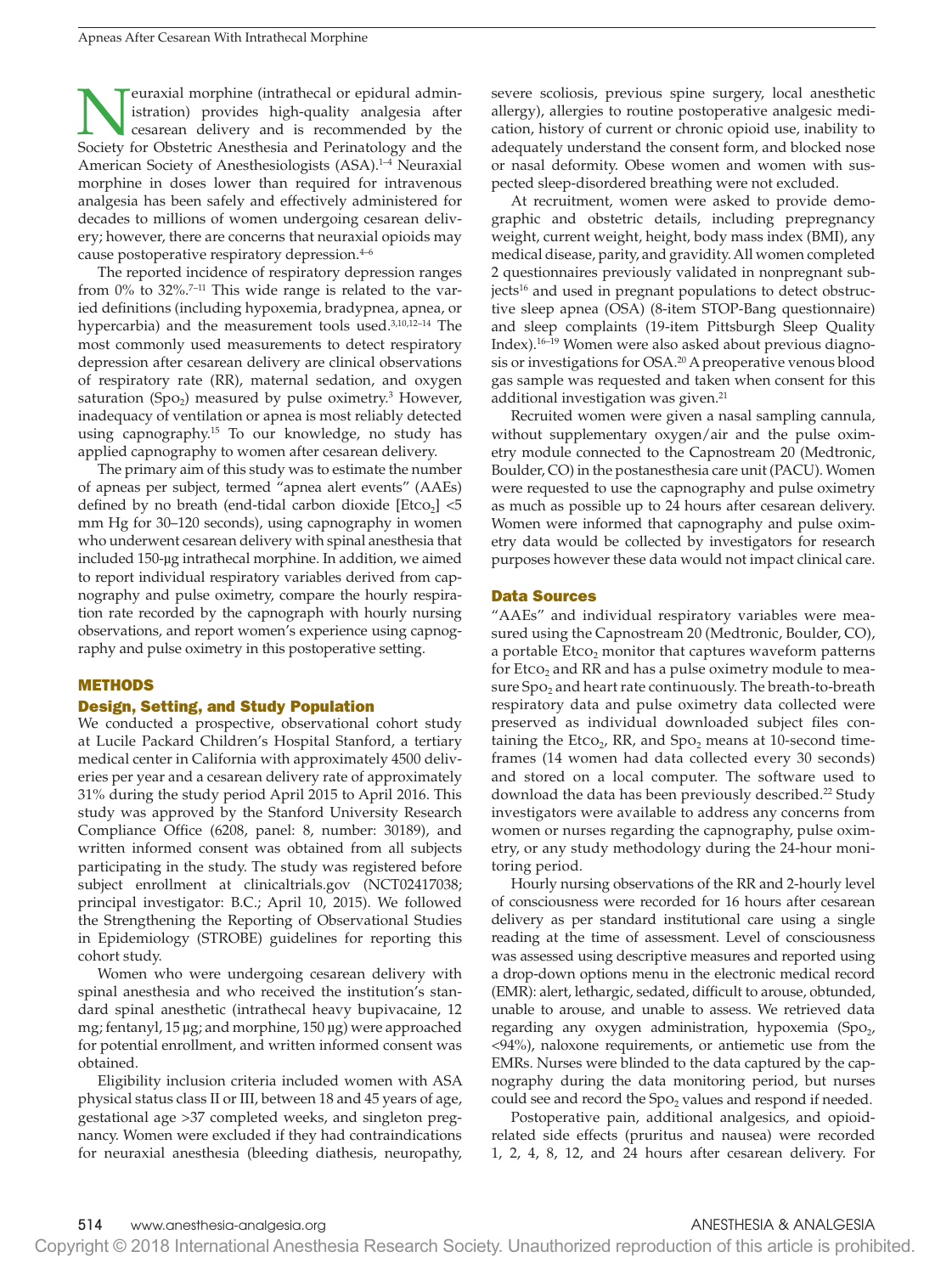Neuraxial morphine (intrathecal or epidural administration) provides high-quality analgesia after cesarean delivery and is recommended by the Society for Obstetric Anesthesia and Perinatology and the American Society of Anesthesiologists (ASA).[1–4] Neuraxial morphine in doses lower than required for intravenous analgesia has been safely and effectively administered for decades to millions of women undergoing cesarean delivery; however, there are concerns that neuraxial opioids may cause postoperative respiratory depression.[4–6]

The reported incidence of respiratory depression ranges from 0% to 32%.[7–11] This wide range is related to the varied definitions (including hypoxemia, bradypnea, apnea, or hypercarbia) and the measurement tools used.[3,10,12–14] The most commonly used measurements to detect respiratory depression after cesarean delivery are clinical observations of respiratory rate (RR), maternal sedation, and oxygen saturation ($Spo_2$) measured by pulse oximetry.[3] However, inadequacy of ventilation or apnea is most reliably detected using capnography.[15] To our knowledge, no study has applied capnography to women after cesarean delivery.

The primary aim of this study was to estimate the number of apneas per subject, termed "apnea alert events" (AAEs) defined by no breath (end-tidal carbon dioxide [$Etco_2$] <5 mm Hg for 30–120 seconds), using capnography in women who underwent cesarean delivery with spinal anesthesia that included 150-µg intrathecal morphine. In addition, we aimed to report individual respiratory variables derived from capnography and pulse oximetry, compare the hourly respiration rate recorded by the capnograph with hourly nursing observations, and report women's experience using capnography and pulse oximetry in this postoperative setting.

## METHODS

### Design, Setting, and Study Population

We conducted a prospective, observational cohort study at Lucile Packard Children's Hospital Stanford, a tertiary medical center in California with approximately 4500 deliveries per year and a cesarean delivery rate of approximately 31% during the study period April 2015 to April 2016. This study was approved by the Stanford University Research Compliance Office (6208, panel: 8, number: 30189), and written informed consent was obtained from all subjects participating in the study. The study was registered before subject enrollment at clinicaltrials.gov (NCT02417038; principal investigator: B.C.; April 10, 2015). We followed the Strengthening the Reporting of Observational Studies in Epidemiology (STROBE) guidelines for reporting this cohort study.

Women who were undergoing cesarean delivery with spinal anesthesia and who received the institution's standard spinal anesthetic (intrathecal heavy bupivacaine, 12 mg; fentanyl, 15 µg; and morphine, 150 µg) were approached for potential enrollment, and written informed consent was obtained.

Eligibility inclusion criteria included women with ASA physical status class II or III, between 18 and 45 years of age, gestational age >37 completed weeks, and singleton pregnancy. Women were excluded if they had contraindications for neuraxial anesthesia (bleeding diathesis, neuropathy, severe scoliosis, previous spine surgery, local anesthetic allergy), allergies to routine postoperative analgesic medication, history of current or chronic opioid use, inability to adequately understand the consent form, and blocked nose or nasal deformity. Obese women and women with suspected sleep-disordered breathing were not excluded.

At recruitment, women were asked to provide demographic and obstetric details, including prepregnancy weight, current weight, height, body mass index (BMI), any medical disease, parity, and gravidity. All women completed 2 questionnaires previously validated in nonpregnant subjects[16] and used in pregnant populations to detect obstructive sleep apnea (OSA) (8-item STOP-Bang questionnaire) and sleep complaints (19-item Pittsburgh Sleep Quality Index).[16–19] Women were also asked about previous diagnosis or investigations for OSA.[20] A preoperative venous blood gas sample was requested and taken when consent for this additional investigation was given.[21]

Recruited women were given a nasal sampling cannula, without supplementary oxygen/air and the pulse oximetry module connected to the Capnostream 20 (Medtronic, Boulder, CO) in the postanesthesia care unit (PACU). Women were requested to use the capnography and pulse oximetry as much as possible up to 24 hours after cesarean delivery. Women were informed that capnography and pulse oximetry data would be collected by investigators for research purposes however these data would not impact clinical care.

### Data Sources

"AAEs" and individual respiratory variables were measured using the Capnostream 20 (Medtronic, Boulder, CO), a portable $Etco_2$ monitor that captures waveform patterns for $Etco_2$ and RR and has a pulse oximetry module to measure $Spo_2$ and heart rate continuously. The breath-to-breath respiratory data and pulse oximetry data collected were preserved as individual downloaded subject files containing the $Etco_2$, RR, and $Spo_2$ means at 10-second timeframes (14 women had data collected every 30 seconds) and stored on a local computer. The software used to download the data has been previously described.[22] Study investigators were available to address any concerns from women or nurses regarding the capnography, pulse oximetry, or any study methodology during the 24-hour monitoring period.

Hourly nursing observations of the RR and 2-hourly level of consciousness were recorded for 16 hours after cesarean delivery as per standard institutional care using a single reading at the time of assessment. Level of consciousness was assessed using descriptive measures and reported using a drop-down options menu in the electronic medical record (EMR): alert, lethargic, sedated, difficult to arouse, obtunded, unable to arouse, and unable to assess. We retrieved data regarding any oxygen administration, hypoxemia ($Spo_2$, <94%), naloxone requirements, or antiemetic use from the EMRs. Nurses were blinded to the data captured by the capnography during the data monitoring period, but nurses could see and record the $Spo_2$ values and respond if needed.

Postoperative pain, additional analgesics, and opioid-related side effects (pruritus and nausea) were recorded 1, 2, 4, 8, 12, and 24 hours after cesarean delivery. For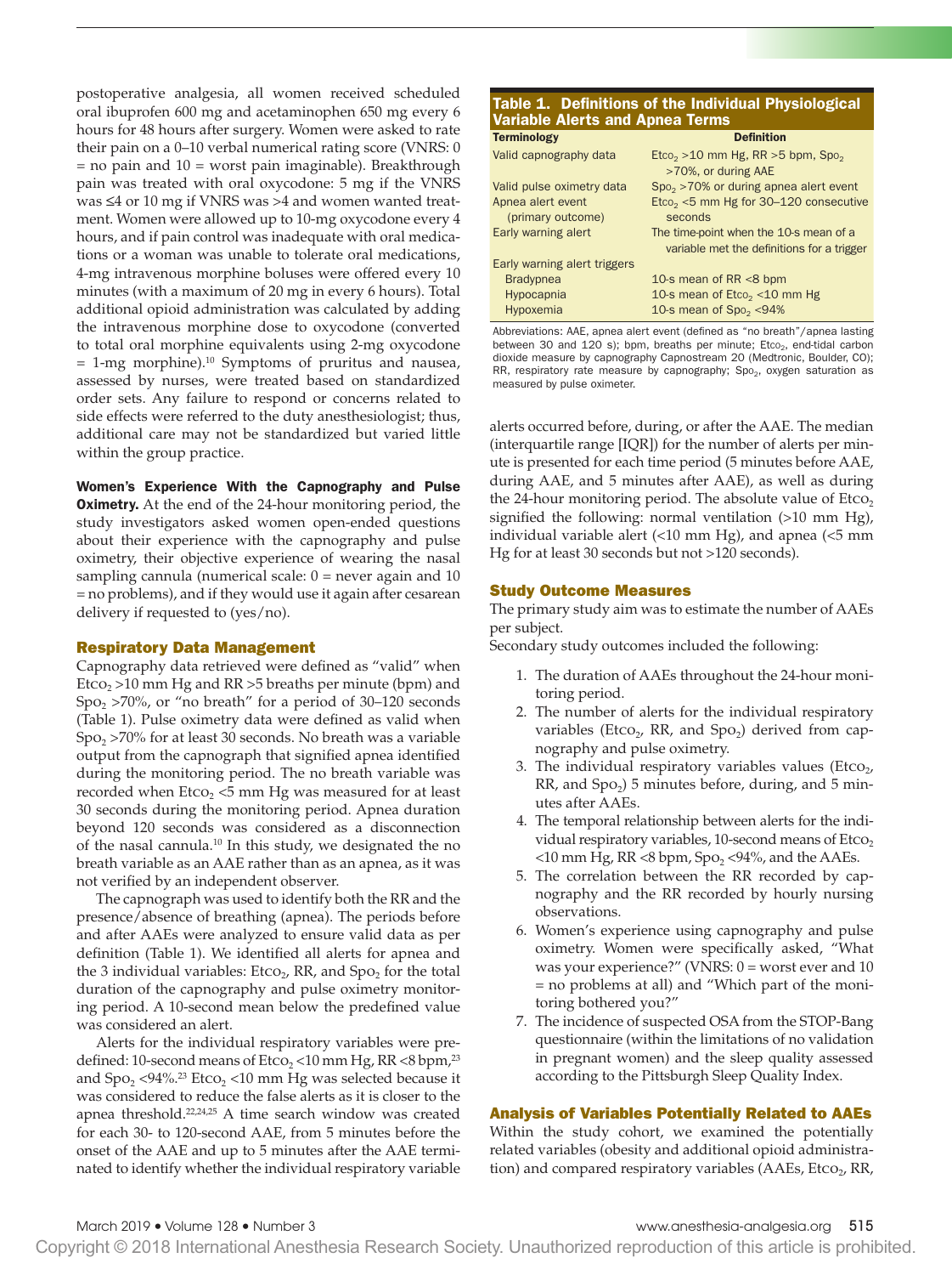postoperative analgesia, all women received scheduled oral ibuprofen 600 mg and acetaminophen 650 mg every 6 hours for 48 hours after surgery. Women were asked to rate their pain on a 0–10 verbal numerical rating score (VNRS: 0 = no pain and 10 = worst pain imaginable). Breakthrough pain was treated with oral oxycodone: 5 mg if the VNRS was ≤4 or 10 mg if VNRS was >4 and women wanted treatment. Women were allowed up to 10-mg oxycodone every 4 hours, and if pain control was inadequate with oral medications or a woman was unable to tolerate oral medications, 4-mg intravenous morphine boluses were offered every 10 minutes (with a maximum of 20 mg in every 6 hours). Total additional opioid administration was calculated by adding the intravenous morphine dose to oxycodone (converted to total oral morphine equivalents using 2-mg oxycodone = 1-mg morphine).[10] Symptoms of pruritus and nausea, assessed by nurses, were treated based on standardized order sets. Any failure to respond or concerns related to side effects were referred to the duty anesthesiologist; thus, additional care may not be standardized but varied little within the group practice.

**Women's Experience With the Capnography and Pulse Oximetry.** At the end of the 24-hour monitoring period, the study investigators asked women open-ended questions about their experience with the capnography and pulse oximetry, their objective experience of wearing the nasal sampling cannula (numerical scale: 0 = never again and 10 = no problems), and if they would use it again after cesarean delivery if requested to (yes/no).

## Respiratory Data Management

Capnography data retrieved were defined as "valid" when $Etco_2$ >10 mm Hg and RR >5 breaths per minute (bpm) and $Spo_2$ >70%, or "no breath" for a period of 30–120 seconds (Table 1). Pulse oximetry data were defined as valid when $Spo_2$ >70% for at least 30 seconds. No breath was a variable output from the capnograph that signified apnea identified during the monitoring period. The no breath variable was recorded when $Etco_2$ <5 mm Hg was measured for at least 30 seconds during the monitoring period. Apnea duration beyond 120 seconds was considered as a disconnection of the nasal cannula.[10] In this study, we designated the no breath variable as an AAE rather than as an apnea, as it was not verified by an independent observer.

The capnograph was used to identify both the RR and the presence/absence of breathing (apnea). The periods before and after AAEs were analyzed to ensure valid data as per definition (Table 1). We identified all alerts for apnea and the 3 individual variables: $Etco_2$, RR, and $Spo_2$ for the total duration of the capnography and pulse oximetry monitoring period. A 10-second mean below the predefined value was considered an alert.

Alerts for the individual respiratory variables were predefined: 10-second means of $Etco_2$ <10 mm Hg, RR <8 bpm,[23] and $Spo_2$ <94%.[23] $Etco_2$ <10 mm Hg was selected because it was considered to reduce the false alerts as it is closer to the apnea threshold.[22,24,25] A time search window was created for each 30- to 120-second AAE, from 5 minutes before the onset of the AAE and up to 5 minutes after the AAE terminated to identify whether the individual respiratory variable alerts occurred before, during, or after the AAE. The median (interquartile range [IQR]) for the number of alerts per minute is presented for each time period (5 minutes before AAE, during AAE, and 5 minutes after AAE), as well as during the 24-hour monitoring period. The absolute value of $Etco_2$ signified the following: normal ventilation (>10 mm Hg), individual variable alert (<10 mm Hg), and apnea (<5 mm Hg for at least 30 seconds but not >120 seconds).

**Table 1. Definitions of the Individual Physiological Variable Alerts and Apnea Terms**

| Terminology | Definition |
|---|---|
| Valid capnography data | $Etco_2$ >10 mm Hg, RR >5 bpm, $Spo_2$ >70%, or during AAE |
| Valid pulse oximetry data | $Spo_2$ >70% or during apnea alert event |
| Apnea alert event (primary outcome) | $Etco_2$ <5 mm Hg for 30–120 consecutive seconds |
| Early warning alert | The time-point when the 10-s mean of a variable met the definitions for a trigger |
| Early warning alert triggers | |
| Bradypnea | 10-s mean of RR <8 bpm |
| Hypocapnia | 10-s mean of $Etco_2$ <10 mm Hg |
| Hypoxemia | 10-s mean of $Spo_2$ <94% |

Abbreviations: AAE, apnea alert event (defined as "no breath"/apnea lasting between 30 and 120 s); bpm, breaths per minute; $Etco_2$, end-tidal carbon dioxide measure by capnography Capnostream 20 (Medtronic, Boulder, CO); RR, respiratory rate measure by capnography; $Spo_2$, oxygen saturation as measured by pulse oximeter.

## Study Outcome Measures

The primary study aim was to estimate the number of AAEs per subject.

Secondary study outcomes included the following:

1. The duration of AAEs throughout the 24-hour monitoring period.
2. The number of alerts for the individual respiratory variables ($Etco_2$, RR, and $Spo_2$) derived from capnography and pulse oximetry.
3. The individual respiratory variables values ($Etco_2$, RR, and $Spo_2$) 5 minutes before, during, and 5 minutes after AAEs.
4. The temporal relationship between alerts for the individual respiratory variables, 10-second means of $Etco_2$ <10 mm Hg, RR <8 bpm, $Spo_2$ <94%, and the AAEs.
5. The correlation between the RR recorded by capnography and the RR recorded by hourly nursing observations.
6. Women's experience using capnography and pulse oximetry. Women were specifically asked, "What was your experience?" (VNRS: 0 = worst ever and 10 = no problems at all) and "Which part of the monitoring bothered you?"
7. The incidence of suspected OSA from the STOP-Bang questionnaire (within the limitations of no validation in pregnant women) and the sleep quality assessed according to the Pittsburgh Sleep Quality Index.

## Analysis of Variables Potentially Related to AAEs

Within the study cohort, we examined the potentially related variables (obesity and additional opioid administration) and compared respiratory variables (AAEs, $Etco_2$, RR,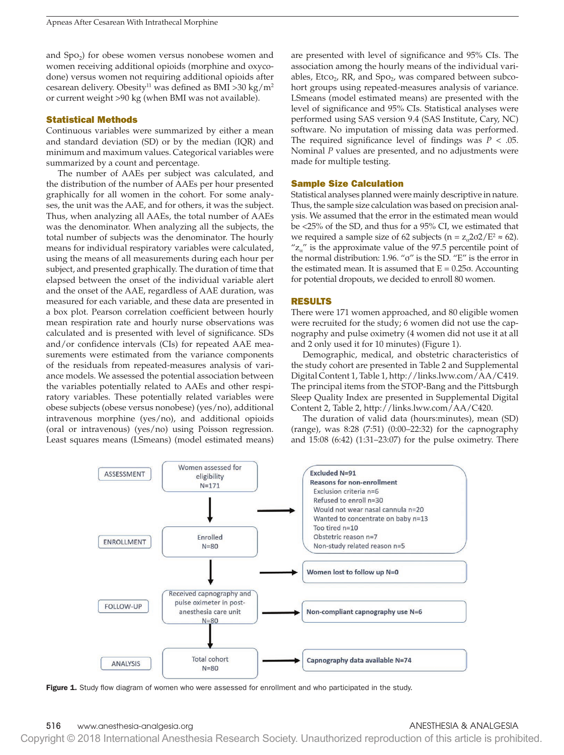and $SpO_2$) for obese women versus nonobese women and women receiving additional opioids (morphine and oxycodone) versus women not requiring additional opioids after cesarean delivery. Obesity[11] was defined as BMI >30 kg/m$^2$ or current weight >90 kg (when BMI was not available).

## Statistical Methods

Continuous variables were summarized by either a mean and standard deviation (SD) or by the median (IQR) and minimum and maximum values. Categorical variables were summarized by a count and percentage.

The number of AAEs per subject was calculated, and the distribution of the number of AAEs per hour presented graphically for all women in the cohort. For some analyses, the unit was the AAE, and for others, it was the subject. Thus, when analyzing all AAEs, the total number of AAEs was the denominator. When analyzing all the subjects, the total number of subjects was the denominator. The hourly means for individual respiratory variables were calculated, using the means of all measurements during each hour per subject, and presented graphically. The duration of time that elapsed between the onset of the individual variable alert and the onset of the AAE, regardless of AAE duration, was measured for each variable, and these data are presented in a box plot. Pearson correlation coefficient between hourly mean respiration rate and hourly nurse observations was calculated and is presented with level of significance. SDs and/or confidence intervals (CIs) for repeated AAE measurements were estimated from the variance components of the residuals from repeated-measures analysis of variance models. We assessed the potential association between the variables potentially related to AAEs and other respiratory variables. These potentially related variables were obese subjects (obese versus nonobese) (yes/no), additional intravenous morphine (yes/no), and additional opioids (oral or intravenous) (yes/no) using Poisson regression. Least squares means (LSmeans) (model estimated means) are presented with level of significance and 95% CIs. The association among the hourly means of the individual variables, $EtCO_2$, RR, and $SpO_2$, was compared between subcohort groups using repeated-measures analysis of variance. LSmeans (model estimated means) are presented with the level of significance and 95% CIs. Statistical analyses were performed using SAS version 9.4 (SAS Institute, Cary, NC) software. No imputation of missing data was performed. The required significance level of findings was $P < .05$. Nominal $P$ values are presented, and no adjustments were made for multiple testing.

## Sample Size Calculation

Statistical analyses planned were mainly descriptive in nature. Thus, the sample size calculation was based on precision analysis. We assumed that the error in the estimated mean would be <25% of the SD, and thus for a 95% CI, we estimated that we required a sample size of 62 subjects ($n = z_{\alpha}2\sigma2/E^2 \approx 62$). "$z_{\alpha}$" is the approximate value of the 97.5 percentile point of the normal distribution: 1.96. "σ" is the SD. "E" is the error in the estimated mean. It is assumed that $E = 0.25\sigma$. Accounting for potential dropouts, we decided to enroll 80 women.

# RESULTS

There were 171 women approached, and 80 eligible women were recruited for the study; 6 women did not use the capnography and pulse oximetry (4 women did not use it at all and 2 only used it for 10 minutes) (Figure 1).

Demographic, medical, and obstetric characteristics of the study cohort are presented in Table 2 and Supplemental Digital Content 1, Table 1, http://links.lww.com/AA/C419. The principal items from the STOP-Bang and the Pittsburgh Sleep Quality Index are presented in Supplemental Digital Content 2, Table 2, http://links.lww.com/AA/C420.

The duration of valid data (hours:minutes), mean (SD) (range), was 8:28 (7:51) (0:00–22:32) for the capnography and 15:08 (6:42) (1:31–23:07) for the pulse oximetry. There

ASSESSMENT — Women assessed for eligibility N=171 → Excluded N=91. Reasons for non-enrollment: Exclusion criteria n=6; Refused to enroll n=30; Would not wear nasal cannula n=20; Wanted to concentrate on baby n=13; Too tired n=10; Obstetric reason n=7; Non-study related reason n=5

ENROLLMENT — Enrolled N=80 → Women lost to follow up N=0

FOLLOW-UP — Received capnography and pulse oximeter in post-anesthesia care unit N=80 → Non-compliant capnography use N=6

ANALYSIS — Total cohort N=80 → Capnography data available N=74

**Figure 1.** Study flow diagram of women who were assessed for enrollment and who participated in the study.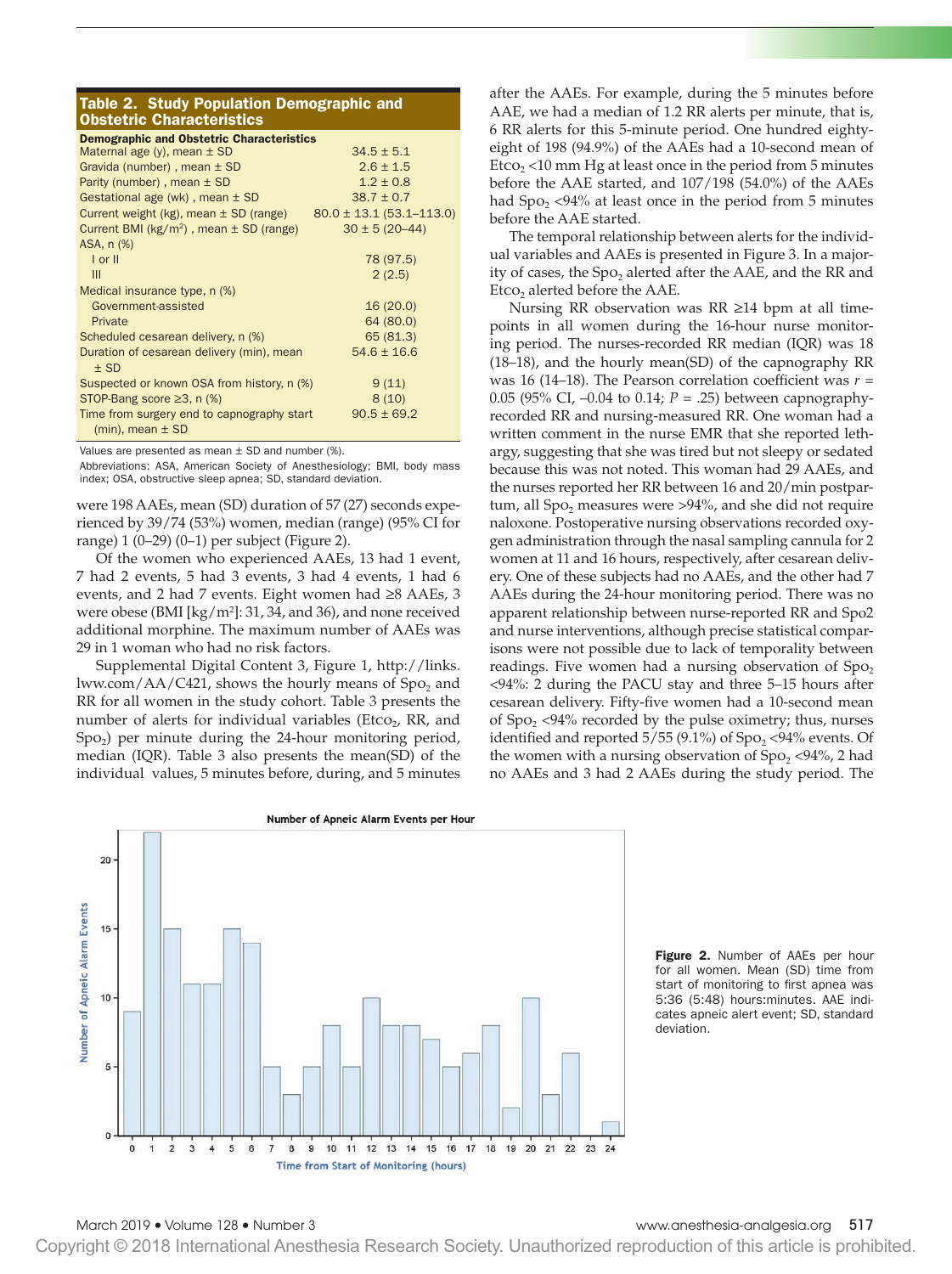**Table 2. Study Population Demographic and Obstetric Characteristics**

| Demographic and Obstetric Characteristics | |
|---|---|
| Maternal age (y), mean ± SD | 34.5 ± 5.1 |
| Gravida (number) , mean ± SD | 2.6 ± 1.5 |
| Parity (number) , mean ± SD | 1.2 ± 0.8 |
| Gestational age (wk) , mean ± SD | 38.7 ± 0.7 |
| Current weight (kg), mean ± SD (range) | 80.0 ± 13.1 (53.1–113.0) |
| Current BMI (kg/m$^2$) , mean ± SD (range) | 30 ± 5 (20–44) |
| ASA, n (%) | |
| I or II | 78 (97.5) |
| III | 2 (2.5) |
| Medical insurance type, n (%) | |
| Government-assisted | 16 (20.0) |
| Private | 64 (80.0) |
| Scheduled cesarean delivery, n (%) | 65 (81.3) |
| Duration of cesarean delivery (min), mean ± SD | 54.6 ± 16.6 |
| Suspected or known OSA from history, n (%) | 9 (11) |
| STOP-Bang score ≥3, n (%) | 8 (10) |
| Time from surgery end to capnography start (min), mean ± SD | 90.5 ± 69.2 |

Values are presented as mean ± SD and number (%).

Abbreviations: ASA, American Society of Anesthesiology; BMI, body mass index; OSA, obstructive sleep apnea; SD, standard deviation.

were 198 AAEs, mean (SD) duration of 57 (27) seconds experienced by 39/74 (53%) women, median (range) (95% CI for range) 1 (0–29) (0–1) per subject (Figure 2).

Of the women who experienced AAEs, 13 had 1 event, 7 had 2 events, 5 had 3 events, 3 had 4 events, 1 had 6 events, and 2 had 7 events. Eight women had ≥8 AAEs, 3 were obese (BMI [kg/m$^2$]: 31, 34, and 36), and none received additional morphine. The maximum number of AAEs was 29 in 1 woman who had no risk factors.

Supplemental Digital Content 3, Figure 1, http://links.lww.com/AA/C421, shows the hourly means of $Spo_2$ and RR for all women in the study cohort. Table 3 presents the number of alerts for individual variables ($Etco_2$, RR, and $Spo_2$) per minute during the 24-hour monitoring period, median (IQR). Table 3 also presents the mean(SD) of the individual values, 5 minutes before, during, and 5 minutes after the AAEs. For example, during the 5 minutes before AAE, we had a median of 1.2 RR alerts per minute, that is, 6 RR alerts for this 5-minute period. One hundred eighty-eight of 198 (94.9%) of the AAEs had a 10-second mean of $Etco_2$ <10 mm Hg at least once in the period from 5 minutes before the AAE started, and 107/198 (54.0%) of the AAEs had $Spo_2$ <94% at least once in the period from 5 minutes before the AAE started.

The temporal relationship between alerts for the individual variables and AAEs is presented in Figure 3. In a majority of cases, the $Spo_2$ alerted after the AAE, and the RR and $Etco_2$ alerted before the AAE.

Nursing RR observation was RR ≥14 bpm at all timepoints in all women during the 16-hour nurse monitoring period. The nurses-recorded RR median (IQR) was 18 (18–18), and the hourly mean(SD) of the capnography RR was 16 (14–18). The Pearson correlation coefficient was $r$ = 0.05 (95% CI, –0.04 to 0.14; $P$ = .25) between capnography-recorded RR and nursing-measured RR. One woman had a written comment in the nurse EMR that she reported lethargy, suggesting that she was tired but not sleepy or sedated because this was not noted. This woman had 29 AAEs, and the nurses reported her RR between 16 and 20/min postpartum, all $Spo_2$ measures were >94%, and she did not require naloxone. Postoperative nursing observations recorded oxygen administration through the nasal sampling cannula for 2 women at 11 and 16 hours, respectively, after cesarean delivery. One of these subjects had no AAEs, and the other had 7 AAEs during the 24-hour monitoring period. There was no apparent relationship between nurse-reported RR and Spo2 and nurse interventions, although precise statistical comparisons were not possible due to lack of temporality between readings. Five women had a nursing observation of $Spo_2$ <94%: 2 during the PACU stay and three 5–15 hours after cesarean delivery. Fifty-five women had a 10-second mean of $Spo_2$ <94% recorded by the pulse oximetry; thus, nurses identified and reported 5/55 (9.1%) of $Spo_2$ <94% events. Of the women with a nursing observation of $Spo_2$ <94%, 2 had no AAEs and 3 had 2 AAEs during the study period. The

**Figure 2.** Number of AAEs per hour for all women. Mean (SD) time from start of monitoring to first apnea was 5:36 (5:48) hours:minutes. AAE indicates apneic alert event; SD, standard deviation.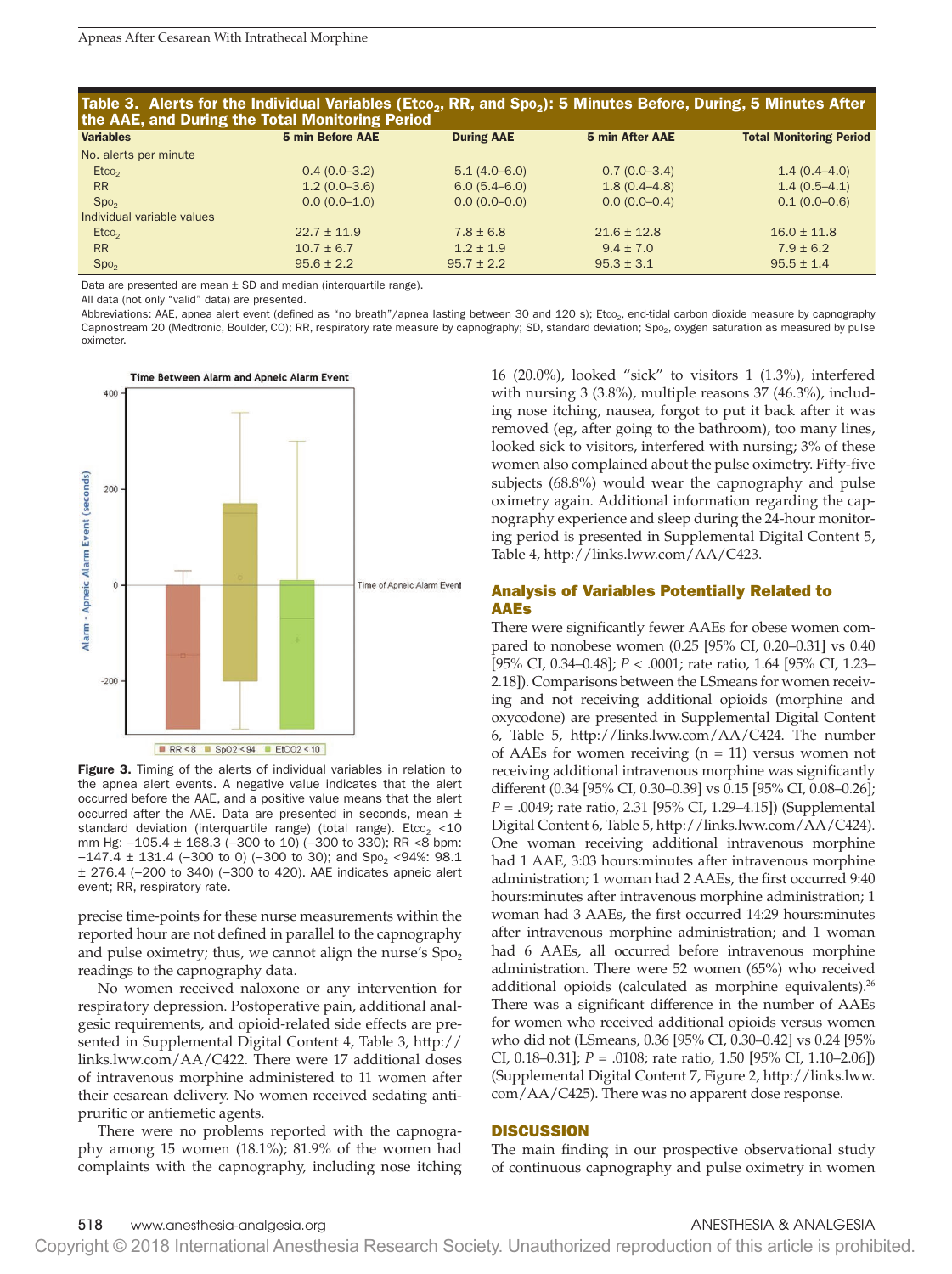**Table 3. Alerts for the Individual Variables ($Etco_2$, RR, and $Spo_2$): 5 Minutes Before, During, 5 Minutes After the AAE, and During the Total Monitoring Period**

| Variables | 5 min Before AAE | During AAE | 5 min After AAE | Total Monitoring Period |
|---|---|---|---|---|
| No. alerts per minute | | | | |
| $Etco_2$ | 0.4 (0.0–3.2) | 5.1 (4.0–6.0) | 0.7 (0.0–3.4) | 1.4 (0.4–4.0) |
| RR | 1.2 (0.0–3.6) | 6.0 (5.4–6.0) | 1.8 (0.4–4.8) | 1.4 (0.5–4.1) |
| $Spo_2$ | 0.0 (0.0–1.0) | 0.0 (0.0–0.0) | 0.0 (0.0–0.4) | 0.1 (0.0–0.6) |
| Individual variable values | | | | |
| $Etco_2$ | 22.7 ± 11.9 | 7.8 ± 6.8 | 21.6 ± 12.8 | 16.0 ± 11.8 |
| RR | 10.7 ± 6.7 | 1.2 ± 1.9 | 9.4 ± 7.0 | 7.9 ± 6.2 |
| $Spo_2$ | 95.6 ± 2.2 | 95.7 ± 2.2 | 95.3 ± 3.1 | 95.5 ± 1.4 |

Data are presented are mean ± SD and median (interquartile range).

All data (not only "valid" data) are presented.

Abbreviations: AAE, apnea alert event (defined as "no breath"/apnea lasting between 30 and 120 s); $Etco_2$, end-tidal carbon dioxide measure by capnography Capnostream 20 (Medtronic, Boulder, CO); RR, respiratory rate measure by capnography; SD, standard deviation; $Spo_2$, oxygen saturation as measured by pulse oximeter.

**Figure 3.** Timing of the alerts of individual variables in relation to the apnea alert events. A negative value indicates that the alert occurred before the AAE, and a positive value means that the alert occurred after the AAE. Data are presented in seconds, mean ± standard deviation (interquartile range) (total range). $Etco_2$ <10 mm Hg: −105.4 ± 168.3 (−300 to 10) (−300 to 330); RR <8 bpm: −147.4 ± 131.4 (−300 to 0) (−300 to 30); and $Spo_2$ <94%: 98.1 ± 276.4 (−200 to 340) (−300 to 420). AAE indicates apneic alert event; RR, respiratory rate.

precise time-points for these nurse measurements within the reported hour are not defined in parallel to the capnography and pulse oximetry; thus, we cannot align the nurse's $Spo_2$ readings to the capnography data.

No women received naloxone or any intervention for respiratory depression. Postoperative pain, additional analgesic requirements, and opioid-related side effects are presented in Supplemental Digital Content 4, Table 3, http://links.lww.com/AA/C422. There were 17 additional doses of intravenous morphine administered to 11 women after their cesarean delivery. No women received sedating antipruritic or antiemetic agents.

There were no problems reported with the capnography among 15 women (18.1%); 81.9% of the women had complaints with the capnography, including nose itching 16 (20.0%), looked "sick" to visitors 1 (1.3%), interfered with nursing 3 (3.8%), multiple reasons 37 (46.3%), including nose itching, nausea, forgot to put it back after it was removed (eg, after going to the bathroom), too many lines, looked sick to visitors, interfered with nursing; 3% of these women also complained about the pulse oximetry. Fifty-five subjects (68.8%) would wear the capnography and pulse oximetry again. Additional information regarding the capnography experience and sleep during the 24-hour monitoring period is presented in Supplemental Digital Content 5, Table 4, http://links.lww.com/AA/C423.

### Analysis of Variables Potentially Related to AAEs

There were significantly fewer AAEs for obese women compared to nonobese women (0.25 [95% CI, 0.20–0.31] vs 0.40 [95% CI, 0.34–0.48]; $P < .0001$; rate ratio, 1.64 [95% CI, 1.23–2.18]). Comparisons between the LSmeans for women receiving and not receiving additional opioids (morphine and oxycodone) are presented in Supplemental Digital Content 6, Table 5, http://links.lww.com/AA/C424. The number of AAEs for women receiving (n = 11) versus women not receiving additional intravenous morphine was significantly different (0.34 [95% CI, 0.30–0.39] vs 0.15 [95% CI, 0.08–0.26]; $P = .0049$; rate ratio, 2.31 [95% CI, 1.29–4.15]) (Supplemental Digital Content 6, Table 5, http://links.lww.com/AA/C424). One woman receiving additional intravenous morphine had 1 AAE, 3:03 hours:minutes after intravenous morphine administration; 1 woman had 2 AAEs, the first occurred 9:40 hours:minutes after intravenous morphine administration; 1 woman had 3 AAEs, the first occurred 14:29 hours:minutes after intravenous morphine administration; and 1 woman had 6 AAEs, all occurred before intravenous morphine administration. There were 52 women (65%) who received additional opioids (calculated as morphine equivalents).[26] There was a significant difference in the number of AAEs for women who received additional opioids versus women who did not (LSmeans, 0.36 [95% CI, 0.30–0.42] vs 0.24 [95% CI, 0.18–0.31]; $P = .0108$; rate ratio, 1.50 [95% CI, 1.10–2.06]) (Supplemental Digital Content 7, Figure 2, http://links.lww.com/AA/C425). There was no apparent dose response.

## DISCUSSION

The main finding in our prospective observational study of continuous capnography and pulse oximetry in women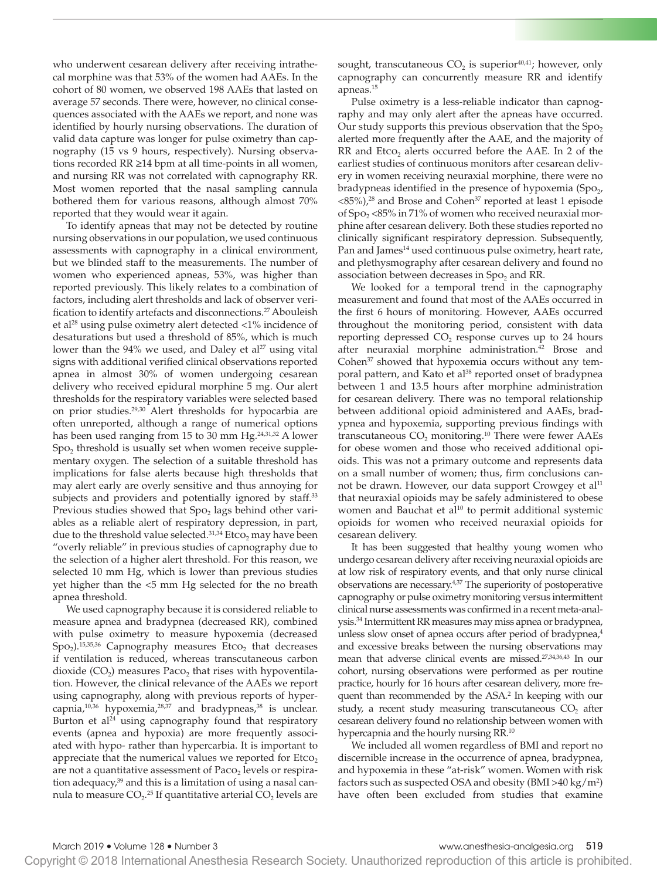who underwent cesarean delivery after receiving intrathecal morphine was that 53% of the women had AAEs. In the cohort of 80 women, we observed 198 AAEs that lasted on average 57 seconds. There were, however, no clinical consequences associated with the AAEs we report, and none was identified by hourly nursing observations. The duration of valid data capture was longer for pulse oximetry than capnography (15 vs 9 hours, respectively). Nursing observations recorded RR ≥14 bpm at all time-points in all women, and nursing RR was not correlated with capnography RR. Most women reported that the nasal sampling cannula bothered them for various reasons, although almost 70% reported that they would wear it again.

To identify apneas that may not be detected by routine nursing observations in our population, we used continuous assessments with capnography in a clinical environment, but we blinded staff to the measurements. The number of women who experienced apneas, 53%, was higher than reported previously. This likely relates to a combination of factors, including alert thresholds and lack of observer verification to identify artefacts and disconnections.[27] Abouleish et al[28] using pulse oximetry alert detected <1% incidence of desaturations but used a threshold of 85%, which is much lower than the 94% we used, and Daley et al[27] using vital signs with additional verified clinical observations reported apnea in almost 30% of women undergoing cesarean delivery who received epidural morphine 5 mg. Our alert thresholds for the respiratory variables were selected based on prior studies.[29,30] Alert thresholds for hypocarbia are often unreported, although a range of numerical options has been used ranging from 15 to 30 mm Hg.[24,31,32] A lower $Spo_2$ threshold is usually set when women receive supplementary oxygen. The selection of a suitable threshold has implications for false alerts because high thresholds that may alert early are overly sensitive and thus annoying for subjects and providers and potentially ignored by staff.[33] Previous studies showed that $Spo_2$ lags behind other variables as a reliable alert of respiratory depression, in part, due to the threshold value selected.[31,34] $Etco_2$ may have been "overly reliable" in previous studies of capnography due to the selection of a higher alert threshold. For this reason, we selected 10 mm Hg, which is lower than previous studies yet higher than the <5 mm Hg selected for the no breath apnea threshold.

We used capnography because it is considered reliable to measure apnea and bradypnea (decreased RR), combined with pulse oximetry to measure hypoxemia (decreased $Spo_2$).[15,35,36] Capnography measures $Etco_2$ that decreases if ventilation is reduced, whereas transcutaneous carbon dioxide ($CO_2$) measures $Paco_2$ that rises with hypoventilation. However, the clinical relevance of the AAEs we report using capnography, along with previous reports of hypercapnia,[10,36] hypoxemia,[28,37] and bradypneas,[38] is unclear. Burton et al[24] using capnography found that respiratory events (apnea and hypoxia) are more frequently associated with hypo- rather than hypercarbia. It is important to appreciate that the numerical values we reported for $Etco_2$ are not a quantitative assessment of $Paco_2$ levels or respiration adequacy,[39] and this is a limitation of using a nasal cannula to measure $CO_2$.[25] If quantitative arterial $CO_2$ levels are sought, transcutaneous $CO_2$ is superior[40,41]; however, only capnography can concurrently measure RR and identify apneas.[15]

Pulse oximetry is a less-reliable indicator than capnography and may only alert after the apneas have occurred. Our study supports this previous observation that the $Spo_2$ alerted more frequently after the AAE, and the majority of RR and $Etco_2$ alerts occurred before the AAE. In 2 of the earliest studies of continuous monitors after cesarean delivery in women receiving neuraxial morphine, there were no bradypneas identified in the presence of hypoxemia ($Spo_2$, <85%),[28] and Brose and Cohen[37] reported at least 1 episode of $Spo_2$ <85% in 71% of women who received neuraxial morphine after cesarean delivery. Both these studies reported no clinically significant respiratory depression. Subsequently, Pan and James[14] used continuous pulse oximetry, heart rate, and plethysmography after cesarean delivery and found no association between decreases in $Spo_2$ and RR.

We looked for a temporal trend in the capnography measurement and found that most of the AAEs occurred in the first 6 hours of monitoring. However, AAEs occurred throughout the monitoring period, consistent with data reporting depressed $CO_2$ response curves up to 24 hours after neuraxial morphine administration.[42] Brose and Cohen[37] showed that hypoxemia occurs without any temporal pattern, and Kato et al[38] reported onset of bradypnea between 1 and 13.5 hours after morphine administration for cesarean delivery. There was no temporal relationship between additional opioid administered and AAEs, bradypnea and hypoxemia, supporting previous findings with transcutaneous $CO_2$ monitoring.[10] There were fewer AAEs for obese women and those who received additional opioids. This was not a primary outcome and represents data on a small number of women; thus, firm conclusions cannot be drawn. However, our data support Crowgey et al[11] that neuraxial opioids may be safely administered to obese women and Bauchat et al[10] to permit additional systemic opioids for women who received neuraxial opioids for cesarean delivery.

It has been suggested that healthy young women who undergo cesarean delivery after receiving neuraxial opioids are at low risk of respiratory events, and that only nurse clinical observations are necessary.[4,37] The superiority of postoperative capnography or pulse oximetry monitoring versus intermittent clinical nurse assessments was confirmed in a recent meta-analysis.[34] Intermittent RR measures may miss apnea or bradypnea, unless slow onset of apnea occurs after period of bradypnea,[4] and excessive breaks between the nursing observations may mean that adverse clinical events are missed.[27,34,36,43] In our cohort, nursing observations were performed as per routine practice, hourly for 16 hours after cesarean delivery, more frequent than recommended by the ASA.[2] In keeping with our study, a recent study measuring transcutaneous $CO_2$ after cesarean delivery found no relationship between women with hypercapnia and the hourly nursing RR.[10]

We included all women regardless of BMI and report no discernible increase in the occurrence of apnea, bradypnea, and hypoxemia in these "at-risk" women. Women with risk factors such as suspected OSA and obesity (BMI >40 kg/m$^2$) have often been excluded from studies that examine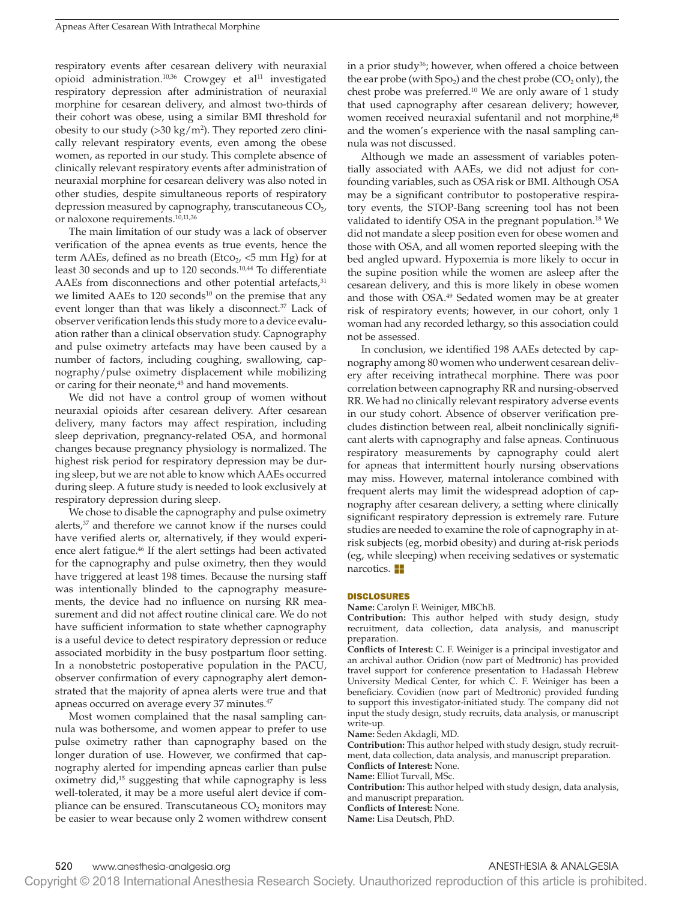respiratory events after cesarean delivery with neuraxial opioid administration.[10,36] Crowgey et al[11] investigated respiratory depression after administration of neuraxial morphine for cesarean delivery, and almost two-thirds of their cohort was obese, using a similar BMI threshold for obesity to our study (>30 kg/m$^2$). They reported zero clinically relevant respiratory events, even among the obese women, as reported in our study. This complete absence of clinically relevant respiratory events after administration of neuraxial morphine for cesarean delivery was also noted in other studies, despite simultaneous reports of respiratory depression measured by capnography, transcutaneous $CO_2$, or naloxone requirements.[10,11,36]

The main limitation of our study was a lack of observer verification of the apnea events as true events, hence the term AAEs, defined as no breath (Etco$_2$, <5 mm Hg) for at least 30 seconds and up to 120 seconds.[10,44] To differentiate AAEs from disconnections and other potential artefacts,[31] we limited AAEs to 120 seconds[10] on the premise that any event longer than that was likely a disconnect.[37] Lack of observer verification lends this study more to a device evaluation rather than a clinical observation study. Capnography and pulse oximetry artefacts may have been caused by a number of factors, including coughing, swallowing, capnography/pulse oximetry displacement while mobilizing or caring for their neonate,[45] and hand movements.

We did not have a control group of women without neuraxial opioids after cesarean delivery. After cesarean delivery, many factors may affect respiration, including sleep deprivation, pregnancy-related OSA, and hormonal changes because pregnancy physiology is normalized. The highest risk period for respiratory depression may be during sleep, but we are not able to know which AAEs occurred during sleep. A future study is needed to look exclusively at respiratory depression during sleep.

We chose to disable the capnography and pulse oximetry alerts,[37] and therefore we cannot know if the nurses could have verified alerts or, alternatively, if they would experience alert fatigue.[46] If the alert settings had been activated for the capnography and pulse oximetry, then they would have triggered at least 198 times. Because the nursing staff was intentionally blinded to the capnography measurements, the device had no influence on nursing RR measurement and did not affect routine clinical care. We do not have sufficient information to state whether capnography is a useful device to detect respiratory depression or reduce associated morbidity in the busy postpartum floor setting. In a nonobstetric postoperative population in the PACU, observer confirmation of every capnography alert demonstrated that the majority of apnea alerts were true and that apneas occurred on average every 37 minutes.[47]

Most women complained that the nasal sampling cannula was bothersome, and women appear to prefer to use pulse oximetry rather than capnography based on the longer duration of use. However, we confirmed that capnography alerted for impending apneas earlier than pulse oximetry did,[15] suggesting that while capnography is less well-tolerated, it may be a more useful alert device if compliance can be ensured. Transcutaneous $CO_2$ monitors may be easier to wear because only 2 women withdrew consent in a prior study[36]; however, when offered a choice between the ear probe (with Spo$_2$) and the chest probe ($CO_2$ only), the chest probe was preferred.[10] We are only aware of 1 study that used capnography after cesarean delivery; however, women received neuraxial sufentanil and not morphine,[48] and the women's experience with the nasal sampling cannula was not discussed.

Although we made an assessment of variables potentially associated with AAEs, we did not adjust for confounding variables, such as OSA risk or BMI. Although OSA may be a significant contributor to postoperative respiratory events, the STOP-Bang screening tool has not been validated to identify OSA in the pregnant population.[18] We did not mandate a sleep position even for obese women and those with OSA, and all women reported sleeping with the bed angled upward. Hypoxemia is more likely to occur in the supine position while the women are asleep after the cesarean delivery, and this is more likely in obese women and those with OSA.[49] Sedated women may be at greater risk of respiratory events; however, in our cohort, only 1 woman had any recorded lethargy, so this association could not be assessed.

In conclusion, we identified 198 AAEs detected by capnography among 80 women who underwent cesarean delivery after receiving intrathecal morphine. There was poor correlation between capnography RR and nursing-observed RR. We had no clinically relevant respiratory adverse events in our study cohort. Absence of observer verification precludes distinction between real, albeit nonclinically significant alerts with capnography and false apneas. Continuous respiratory measurements by capnography could alert for apneas that intermittent hourly nursing observations may miss. However, maternal intolerance combined with frequent alerts may limit the widespread adoption of capnography after cesarean delivery, a setting where clinically significant respiratory depression is extremely rare. Future studies are needed to examine the role of capnography in at-risk subjects (eg, morbid obesity) and during at-risk periods (eg, while sleeping) when receiving sedatives or systematic narcotics.

## DISCLOSURES

**Name:** Carolyn F. Weiniger, MBChB.
**Contribution:** This author helped with study design, study recruitment, data collection, data analysis, and manuscript preparation.
**Conflicts of Interest:** C. F. Weiniger is a principal investigator and an archival author. Oridion (now part of Medtronic) has provided travel support for conference presentation to Hadassah Hebrew University Medical Center, for which C. F. Weiniger has been a beneficiary. Covidien (now part of Medtronic) provided funding to support this investigator-initiated study. The company did not input the study design, study recruits, data analysis, or manuscript write-up.
**Name:** Seden Akdagli, MD.
**Contribution:** This author helped with study design, study recruitment, data collection, data analysis, and manuscript preparation.
**Conflicts of Interest:** None.
**Name:** Elliot Turvall, MSc.
**Contribution:** This author helped with study design, data analysis, and manuscript preparation.
**Conflicts of Interest:** None.
**Name:** Lisa Deutsch, PhD.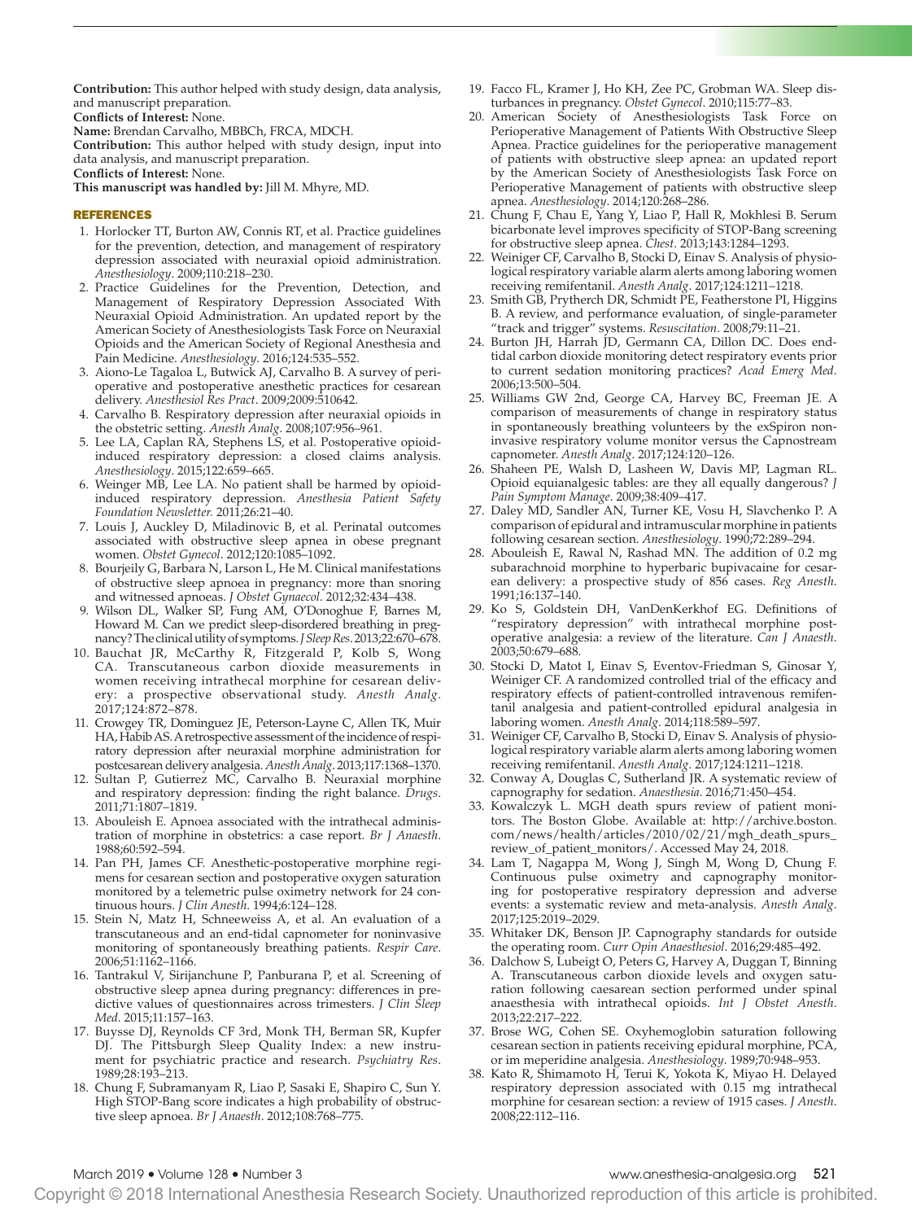**Contribution:** This author helped with study design, data analysis, and manuscript preparation.

**Conflicts of Interest:** None.

**Name:** Brendan Carvalho, MBBCh, FRCA, MDCH.

**Contribution:** This author helped with study design, input into data analysis, and manuscript preparation.

**Conflicts of Interest:** None.

**This manuscript was handled by:** Jill M. Mhyre, MD.

## REFERENCES

1. Horlocker TT, Burton AW, Connis RT, et al. Practice guidelines for the prevention, detection, and management of respiratory depression associated with neuraxial opioid administration. *Anesthesiology*. 2009;110:218–230.
2. Practice Guidelines for the Prevention, Detection, and Management of Respiratory Depression Associated With Neuraxial Opioid Administration. An updated report by the American Society of Anesthesiologists Task Force on Neuraxial Opioids and the American Society of Regional Anesthesia and Pain Medicine. *Anesthesiology*. 2016;124:535–552.
3. Aiono-Le Tagaloa L, Butwick AJ, Carvalho B. A survey of perioperative and postoperative anesthetic practices for cesarean delivery. *Anesthesiol Res Pract*. 2009;2009:510642.
4. Carvalho B. Respiratory depression after neuraxial opioids in the obstetric setting. *Anesth Analg*. 2008;107:956–961.
5. Lee LA, Caplan RA, Stephens LS, et al. Postoperative opioid-induced respiratory depression: a closed claims analysis. *Anesthesiology*. 2015;122:659–665.
6. Weinger MB, Lee LA. No patient shall be harmed by opioid-induced respiratory depression. *Anesthesia Patient Safety Foundation Newsletter*. 2011;26:21–40.
7. Louis J, Auckley D, Miladinovic B, et al. Perinatal outcomes associated with obstructive sleep apnea in obese pregnant women. *Obstet Gynecol*. 2012;120:1085–1092.
8. Bourjeily G, Barbara N, Larson L, He M. Clinical manifestations of obstructive sleep apnoea in pregnancy: more than snoring and witnessed apnoeas. *J Obstet Gynaecol*. 2012;32:434–438.
9. Wilson DL, Walker SP, Fung AM, O'Donoghue F, Barnes M, Howard M. Can we predict sleep-disordered breathing in pregnancy? The clinical utility of symptoms. *J Sleep Res*. 2013;22:670–678.
10. Bauchat JR, McCarthy R, Fitzgerald P, Kolb S, Wong CA. Transcutaneous carbon dioxide measurements in women receiving intrathecal morphine for cesarean delivery: a prospective observational study. *Anesth Analg*. 2017;124:872–878.
11. Crowgey TR, Dominguez JE, Peterson-Layne C, Allen TK, Muir HA, Habib AS. A retrospective assessment of the incidence of respiratory depression after neuraxial morphine administration for postcesarean delivery analgesia. *Anesth Analg*. 2013;117:1368–1370.
12. Sultan P, Gutierrez MC, Carvalho B. Neuraxial morphine and respiratory depression: finding the right balance. *Drugs*. 2011;71:1807–1819.
13. Abouleish E. Apnoea associated with the intrathecal administration of morphine in obstetrics: a case report. *Br J Anaesth*. 1988;60:592–594.
14. Pan PH, James CF. Anesthetic-postoperative morphine regimens for cesarean section and postoperative oxygen saturation monitored by a telemetric pulse oximetry network for 24 continuous hours. *J Clin Anesth*. 1994;6:124–128.
15. Stein N, Matz H, Schneeweiss A, et al. An evaluation of a transcutaneous and an end-tidal capnometer for noninvasive monitoring of spontaneously breathing patients. *Respir Care*. 2006;51:1162–1166.
16. Tantrakul V, Sirijanchune P, Panburana P, et al. Screening of obstructive sleep apnea during pregnancy: differences in predictive values of questionnaires across trimesters. *J Clin Sleep Med*. 2015;11:157–163.
17. Buysse DJ, Reynolds CF 3rd, Monk TH, Berman SR, Kupfer DJ. The Pittsburgh Sleep Quality Index: a new instrument for psychiatric practice and research. *Psychiatry Res*. 1989;28:193–213.
18. Chung F, Subramanyam R, Liao P, Sasaki E, Shapiro C, Sun Y. High STOP-Bang score indicates a high probability of obstructive sleep apnoea. *Br J Anaesth*. 2012;108:768–775.
19. Facco FL, Kramer J, Ho KH, Zee PC, Grobman WA. Sleep disturbances in pregnancy. *Obstet Gynecol*. 2010;115:77–83.
20. American Society of Anesthesiologists Task Force on Perioperative Management of Patients With Obstructive Sleep Apnea. Practice guidelines for the perioperative management of patients with obstructive sleep apnea: an updated report by the American Society of Anesthesiologists Task Force on Perioperative Management of patients with obstructive sleep apnea. *Anesthesiology*. 2014;120:268–286.
21. Chung F, Chau E, Yang Y, Liao P, Hall R, Mokhlesi B. Serum bicarbonate level improves specificity of STOP-Bang screening for obstructive sleep apnea. *Chest*. 2013;143:1284–1293.
22. Weiniger CF, Carvalho B, Stocki D, Einav S. Analysis of physiological respiratory variable alarm alerts among laboring women receiving remifentanil. *Anesth Analg*. 2017;124:1211–1218.
23. Smith GB, Prytherch DR, Schmidt PE, Featherstone PI, Higgins B. A review, and performance evaluation, of single-parameter "track and trigger" systems. *Resuscitation*. 2008;79:11–21.
24. Burton JH, Harrah JD, Germann CA, Dillon DC. Does end-tidal carbon dioxide monitoring detect respiratory events prior to current sedation monitoring practices? *Acad Emerg Med*. 2006;13:500–504.
25. Williams GW 2nd, George CA, Harvey BC, Freeman JE. A comparison of measurements of change in respiratory status in spontaneously breathing volunteers by the exSpiron noninvasive respiratory volume monitor versus the Capnostream capnometer. *Anesth Analg*. 2017;124:120–126.
26. Shaheen PE, Walsh D, Lasheen W, Davis MP, Lagman RL. Opioid equianalgesic tables: are they all equally dangerous? *J Pain Symptom Manage*. 2009;38:409–417.
27. Daley MD, Sandler AN, Turner KE, Vosu H, Slavchenko P. A comparison of epidural and intramuscular morphine in patients following cesarean section. *Anesthesiology*. 1990;72:289–294.
28. Abouleish E, Rawal N, Rashad MN. The addition of 0.2 mg subarachnoid morphine to hyperbaric bupivacaine for cesarean delivery: a prospective study of 856 cases. *Reg Anesth*. 1991;16:137–140.
29. Ko S, Goldstein DH, VanDenKerkhof EG. Definitions of "respiratory depression" with intrathecal morphine postoperative analgesia: a review of the literature. *Can J Anaesth*. 2003;50:679–688.
30. Stocki D, Matot I, Einav S, Eventov-Friedman S, Ginosar Y, Weiniger CF. A randomized controlled trial of the efficacy and respiratory effects of patient-controlled intravenous remifentanil analgesia and patient-controlled epidural analgesia in laboring women. *Anesth Analg*. 2014;118:589–597.
31. Weiniger CF, Carvalho B, Stocki D, Einav S. Analysis of physiological respiratory variable alarm alerts among laboring women receiving remifentanil. *Anesth Analg*. 2017;124:1211–1218.
32. Conway A, Douglas C, Sutherland JR. A systematic review of capnography for sedation. *Anaesthesia*. 2016;71:450–454.
33. Kowalczyk L. MGH death spurs review of patient monitors. The Boston Globe. Available at: http://archive.boston.com/news/health/articles/2010/02/21/mgh_death_spurs_review_of_patient_monitors/. Accessed May 24, 2018.
34. Lam T, Nagappa M, Wong J, Singh M, Wong D, Chung F. Continuous pulse oximetry and capnography monitoring for postoperative respiratory depression and adverse events: a systematic review and meta-analysis. *Anesth Analg*. 2017;125:2019–2029.
35. Whitaker DK, Benson JP. Capnography standards for outside the operating room. *Curr Opin Anaesthesiol*. 2016;29:485–492.
36. Dalchow S, Lubeigt O, Peters G, Harvey A, Duggan T, Binning A. Transcutaneous carbon dioxide levels and oxygen saturation following caesarean section performed under spinal anaesthesia with intrathecal opioids. *Int J Obstet Anesth*. 2013;22:217–222.
37. Brose WG, Cohen SE. Oxyhemoglobin saturation following cesarean section in patients receiving epidural morphine, PCA, or im meperidine analgesia. *Anesthesiology*. 1989;70:948–953.
38. Kato R, Shimamoto H, Terui K, Yokota K, Miyao H. Delayed respiratory depression associated with 0.15 mg intrathecal morphine for cesarean section: a review of 1915 cases. *J Anesth*. 2008;22:112–116.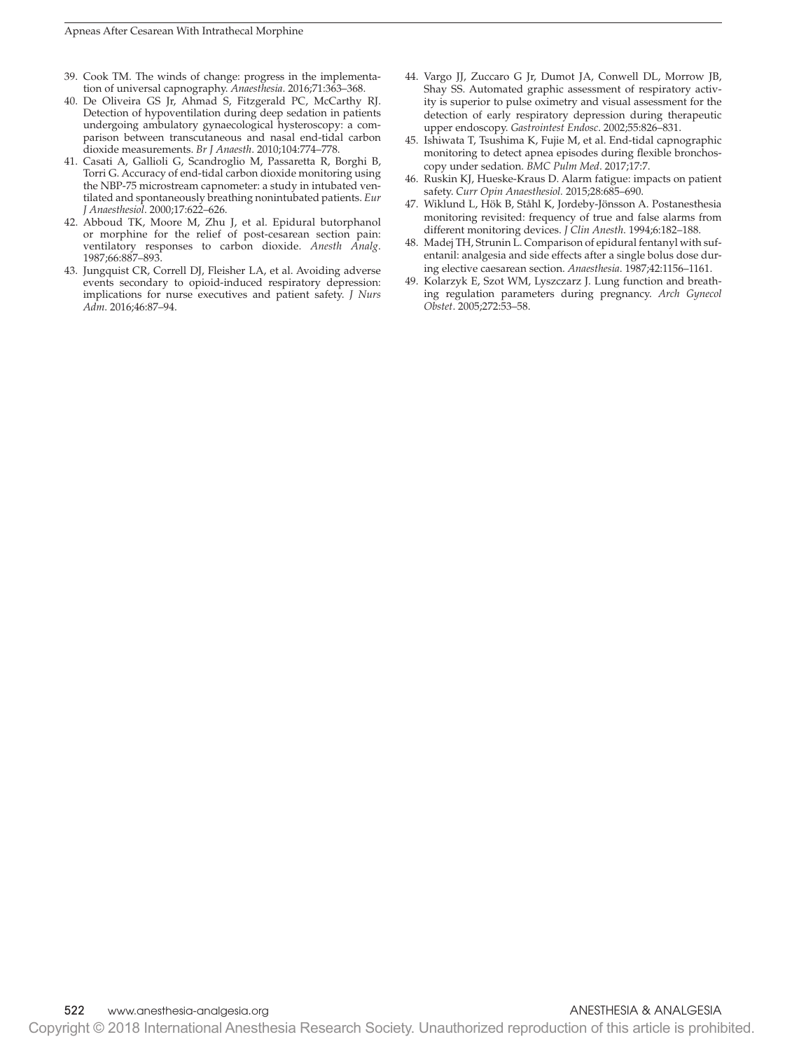39. Cook TM. The winds of change: progress in the implementation of universal capnography. *Anaesthesia*. 2016;71:363–368.
40. De Oliveira GS Jr, Ahmad S, Fitzgerald PC, McCarthy RJ. Detection of hypoventilation during deep sedation in patients undergoing ambulatory gynaecological hysteroscopy: a comparison between transcutaneous and nasal end-tidal carbon dioxide measurements. *Br J Anaesth*. 2010;104:774–778.
41. Casati A, Gallioli G, Scandroglio M, Passaretta R, Borghi B, Torri G. Accuracy of end-tidal carbon dioxide monitoring using the NBP-75 microstream capnometer: a study in intubated ventilated and spontaneously breathing nonintubated patients. *Eur J Anaesthesiol*. 2000;17:622–626.
42. Abboud TK, Moore M, Zhu J, et al. Epidural butorphanol or morphine for the relief of post-cesarean section pain: ventilatory responses to carbon dioxide. *Anesth Analg*. 1987;66:887–893.
43. Jungquist CR, Correll DJ, Fleisher LA, et al. Avoiding adverse events secondary to opioid-induced respiratory depression: implications for nurse executives and patient safety. *J Nurs Adm*. 2016;46:87–94.
44. Vargo JJ, Zuccaro G Jr, Dumot JA, Conwell DL, Morrow JB, Shay SS. Automated graphic assessment of respiratory activity is superior to pulse oximetry and visual assessment for the detection of early respiratory depression during therapeutic upper endoscopy. *Gastrointest Endosc*. 2002;55:826–831.
45. Ishiwata T, Tsushima K, Fujie M, et al. End-tidal capnographic monitoring to detect apnea episodes during flexible bronchoscopy under sedation. *BMC Pulm Med*. 2017;17:7.
46. Ruskin KJ, Hueske-Kraus D. Alarm fatigue: impacts on patient safety. *Curr Opin Anaesthesiol*. 2015;28:685–690.
47. Wiklund L, Hök B, Ståhl K, Jordeby-Jönsson A. Postanesthesia monitoring revisited: frequency of true and false alarms from different monitoring devices. *J Clin Anesth*. 1994;6:182–188.
48. Madej TH, Strunin L. Comparison of epidural fentanyl with sufentanil: analgesia and side effects after a single bolus dose during elective caesarean section. *Anaesthesia*. 1987;42:1156–1161.
49. Kolarzyk E, Szot WM, Lyszczarz J. Lung function and breathing regulation parameters during pregnancy. *Arch Gynecol Obstet*. 2005;272:53–58.